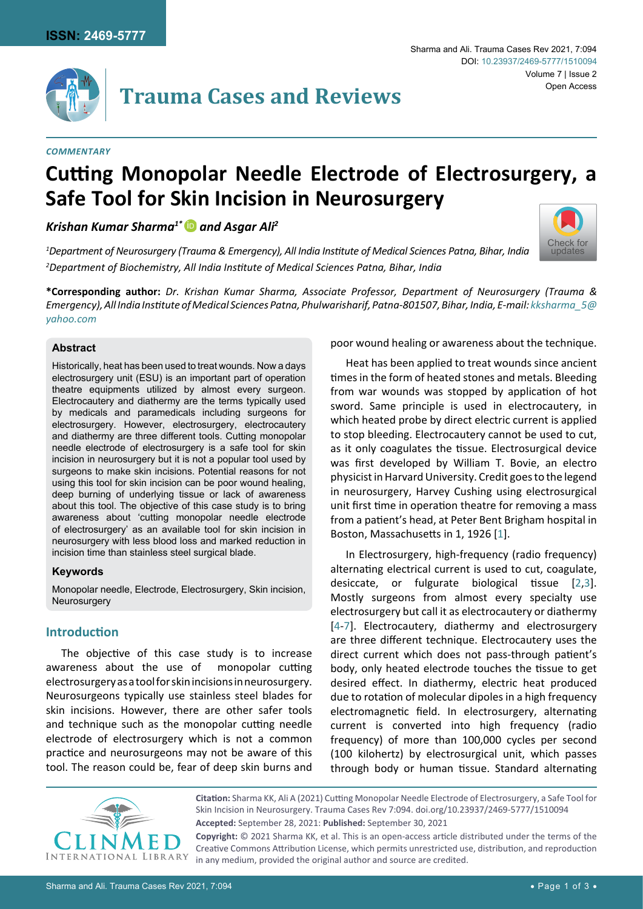ISSN: 2469-5777

Sharma and Ali. Trauma Cases Rev 2021, 7:094

DOI: 10.23937/2469-5777/1510094

Volume 7 | Issue 2

Open Access

# Trauma Cases and Reviews

*COMMENTARY*

# Cutting Monopolar Needle Electrode of Electrosurgery, a Safe Tool for Skin Incision in Neurosurgery

***Krishan Kumar Sharma[1]\* and Asgar Ali[2]***

*[1]Department of Neurosurgery (Trauma & Emergency), All India Institute of Medical Sciences Patna, Bihar, India*

*[2]Department of Biochemistry, All India Institute of Medical Sciences Patna, Bihar, India*

**\*Corresponding author:** *Dr. Krishan Kumar Sharma, Associate Professor, Department of Neurosurgery (Trauma & Emergency), All India Institute of Medical Sciences Patna, Phulwarisharif, Patna-801507, Bihar, India, E-mail: kksharma_5@yahoo.com*

### Abstract

Historically, heat has been used to treat wounds. Now a days electrosurgery unit (ESU) is an important part of operation theatre equipments utilized by almost every surgeon. Electrocautery and diathermy are the terms typically used by medicals and paramedicals including surgeons for electrosurgery. However, electrosurgery, electrocautery and diathermy are three different tools. Cutting monopolar needle electrode of electrosurgery is a safe tool for skin incision in neurosurgery but it is not a popular tool used by surgeons to make skin incisions. Potential reasons for not using this tool for skin incision can be poor wound healing, deep burning of underlying tissue or lack of awareness about this tool. The objective of this case study is to bring awareness about 'cutting monopolar needle electrode of electrosurgery' as an available tool for skin incision in neurosurgery with less blood loss and marked reduction in incision time than stainless steel surgical blade.

### Keywords

Monopolar needle, Electrode, Electrosurgery, Skin incision, Neurosurgery

## Introduction

The objective of this case study is to increase awareness about the use of monopolar cutting electrosurgery as a tool for skin incisions in neurosurgery. Neurosurgeons typically use stainless steel blades for skin incisions. However, there are other safer tools and technique such as the monopolar cutting needle electrode of electrosurgery which is not a common practice and neurosurgeons may not be aware of this tool. The reason could be, fear of deep skin burns and poor wound healing or awareness about the technique.

Heat has been applied to treat wounds since ancient times in the form of heated stones and metals. Bleeding from war wounds was stopped by application of hot sword. Same principle is used in electrocautery, in which heated probe by direct electric current is applied to stop bleeding. Electrocautery cannot be used to cut, as it only coagulates the tissue. Electrosurgical device was first developed by William T. Bovie, an electro physicist in Harvard University. Credit goes to the legend in neurosurgery, Harvey Cushing using electrosurgical unit first time in operation theatre for removing a mass from a patient's head, at Peter Bent Brigham hospital in Boston, Massachusetts in 1, 1926 [1].

In Electrosurgery, high-frequency (radio frequency) alternating electrical current is used to cut, coagulate, desiccate, or fulgurate biological tissue [2,3]. Mostly surgeons from almost every specialty use electrosurgery but call it as electrocautery or diathermy [4-7]. Electrocautery, diathermy and electrosurgery are three different technique. Electrocautery uses the direct current which does not pass-through patient's body, only heated electrode touches the tissue to get desired effect. In diathermy, electric heat produced due to rotation of molecular dipoles in a high frequency electromagnetic field. In electrosurgery, alternating current is converted into high frequency (radio frequency) of more than 100,000 cycles per second (100 kilohertz) by electrosurgical unit, which passes through body or human tissue. Standard alternating

**Citation:** Sharma KK, Ali A (2021) Cutting Monopolar Needle Electrode of Electrosurgery, a Safe Tool for Skin Incision in Neurosurgery. Trauma Cases Rev 7:094. doi.org/10.23937/2469-5777/1510094

**Accepted:** September 28, 2021: **Published:** September 30, 2021

**Copyright:** © 2021 Sharma KK, et al. This is an open-access article distributed under the terms of the Creative Commons Attribution License, which permits unrestricted use, distribution, and reproduction in any medium, provided the original author and source are credited.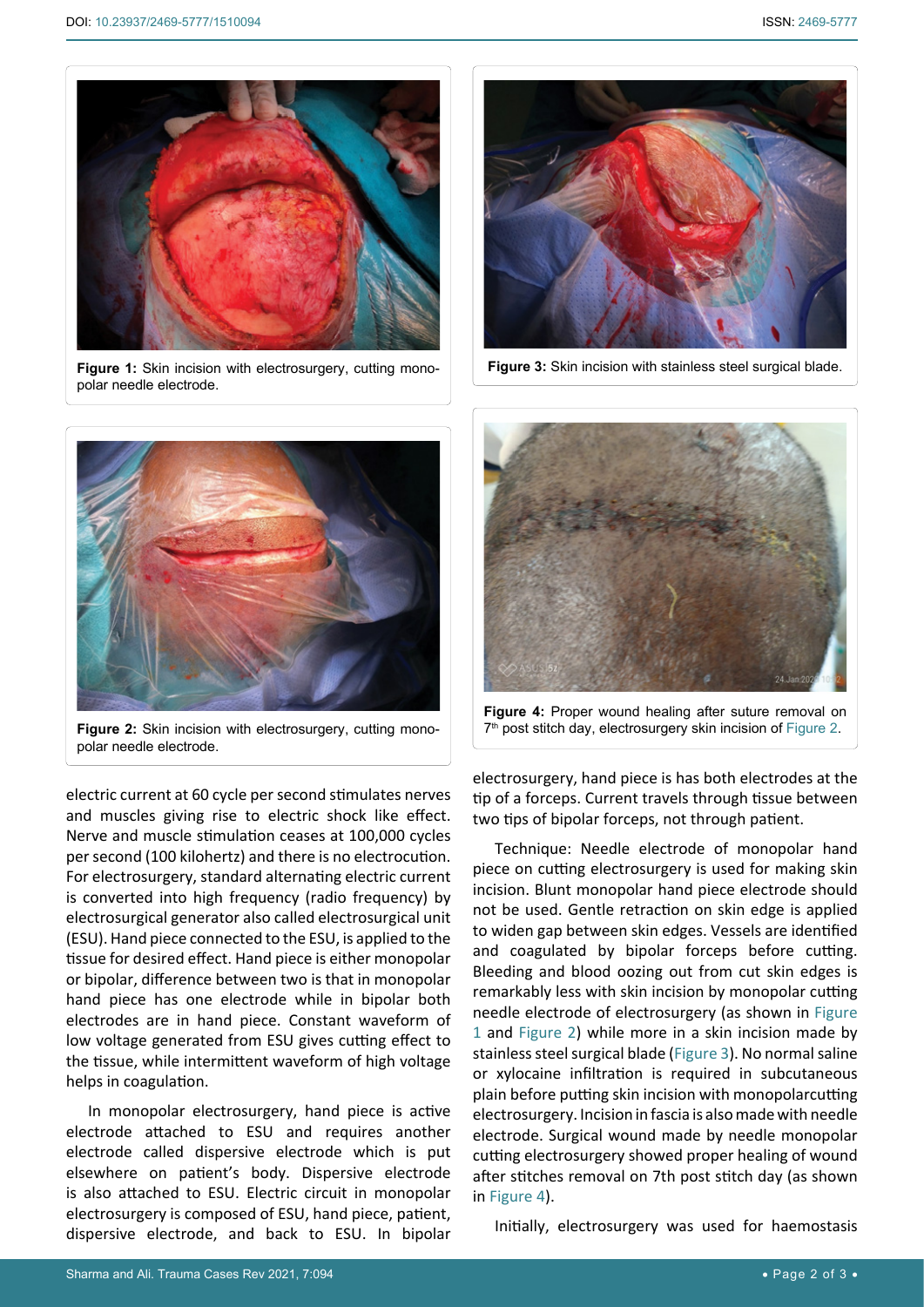**Figure 1:** Skin incision with electrosurgery, cutting monopolar needle electrode.

**Figure 2:** Skin incision with electrosurgery, cutting monopolar needle electrode.

**Figure 3:** Skin incision with stainless steel surgical blade.

**Figure 4:** Proper wound healing after suture removal on 7th post stitch day, electrosurgery skin incision of Figure 2.

electric current at 60 cycle per second stimulates nerves and muscles giving rise to electric shock like effect. Nerve and muscle stimulation ceases at 100,000 cycles per second (100 kilohertz) and there is no electrocution. For electrosurgery, standard alternating electric current is converted into high frequency (radio frequency) by electrosurgical generator also called electrosurgical unit (ESU). Hand piece connected to the ESU, is applied to the tissue for desired effect. Hand piece is either monopolar or bipolar, difference between two is that in monopolar hand piece has one electrode while in bipolar both electrodes are in hand piece. Constant waveform of low voltage generated from ESU gives cutting effect to the tissue, while intermittent waveform of high voltage helps in coagulation.

In monopolar electrosurgery, hand piece is active electrode attached to ESU and requires another electrode called dispersive electrode which is put elsewhere on patient's body. Dispersive electrode is also attached to ESU. Electric circuit in monopolar electrosurgery is composed of ESU, hand piece, patient, dispersive electrode, and back to ESU. In bipolar electrosurgery, hand piece is has both electrodes at the tip of a forceps. Current travels through tissue between two tips of bipolar forceps, not through patient.

Technique: Needle electrode of monopolar hand piece on cutting electrosurgery is used for making skin incision. Blunt monopolar hand piece electrode should not be used. Gentle retraction on skin edge is applied to widen gap between skin edges. Vessels are identified and coagulated by bipolar forceps before cutting. Bleeding and blood oozing out from cut skin edges is remarkably less with skin incision by monopolar cutting needle electrode of electrosurgery (as shown in Figure 1 and Figure 2) while more in a skin incision made by stainless steel surgical blade (Figure 3). No normal saline or xylocaine infiltration is required in subcutaneous plain before putting skin incision with monopolarcutting electrosurgery. Incision in fascia is also made with needle electrode. Surgical wound made by needle monopolar cutting electrosurgery showed proper healing of wound after stitches removal on 7th post stitch day (as shown in Figure 4).

Initially, electrosurgery was used for haemostasis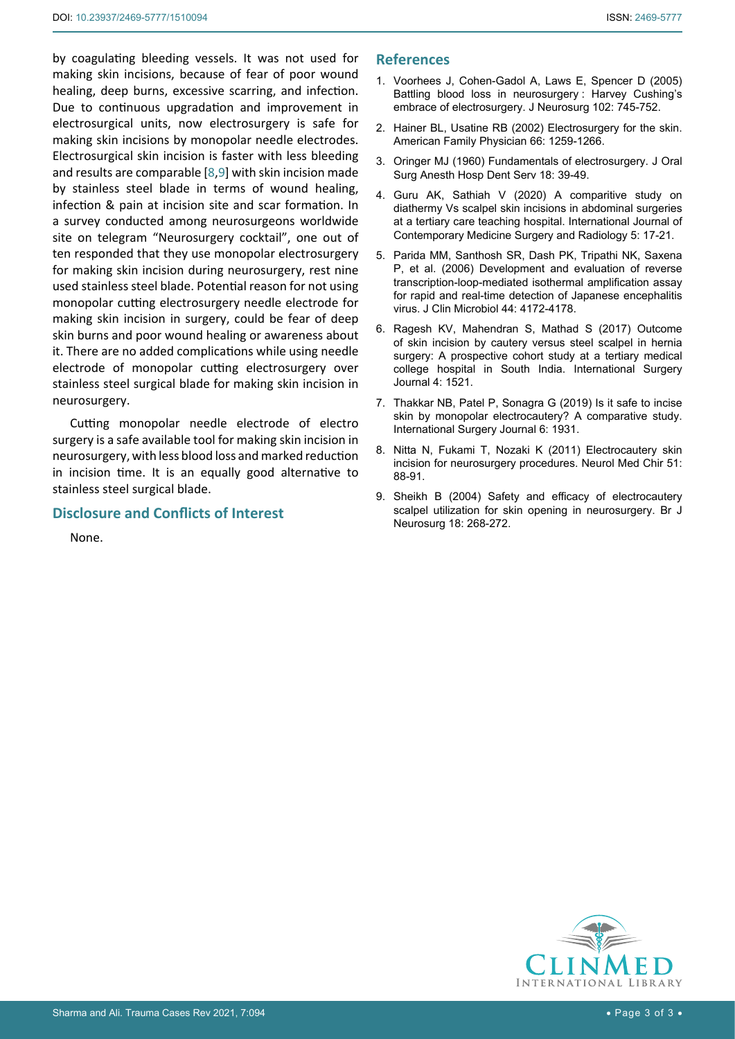by coagulating bleeding vessels. It was not used for making skin incisions, because of fear of poor wound healing, deep burns, excessive scarring, and infection. Due to continuous upgradation and improvement in electrosurgical units, now electrosurgery is safe for making skin incisions by monopolar needle electrodes. Electrosurgical skin incision is faster with less bleeding and results are comparable [8,9] with skin incision made by stainless steel blade in terms of wound healing, infection & pain at incision site and scar formation. In a survey conducted among neurosurgeons worldwide site on telegram "Neurosurgery cocktail", one out of ten responded that they use monopolar electrosurgery for making skin incision during neurosurgery, rest nine used stainless steel blade. Potential reason for not using monopolar cutting electrosurgery needle electrode for making skin incision in surgery, could be fear of deep skin burns and poor wound healing or awareness about it. There are no added complications while using needle electrode of monopolar cutting electrosurgery over stainless steel surgical blade for making skin incision in neurosurgery.

Cutting monopolar needle electrode of electro surgery is a safe available tool for making skin incision in neurosurgery, with less blood loss and marked reduction in incision time. It is an equally good alternative to stainless steel surgical blade.

## Disclosure and Conflicts of Interest

None.

## References

1. Voorhees J, Cohen-Gadol A, Laws E, Spencer D (2005) Battling blood loss in neurosurgery : Harvey Cushing's embrace of electrosurgery. J Neurosurg 102: 745-752.
2. Hainer BL, Usatine RB (2002) Electrosurgery for the skin. American Family Physician 66: 1259-1266.
3. Oringer MJ (1960) Fundamentals of electrosurgery. J Oral Surg Anesth Hosp Dent Serv 18: 39-49.
4. Guru AK, Sathiah V (2020) A comparitive study on diathermy Vs scalpel skin incisions in abdominal surgeries at a tertiary care teaching hospital. International Journal of Contemporary Medicine Surgery and Radiology 5: 17-21.
5. Parida MM, Santhosh SR, Dash PK, Tripathi NK, Saxena P, et al. (2006) Development and evaluation of reverse transcription-loop-mediated isothermal amplification assay for rapid and real-time detection of Japanese encephalitis virus. J Clin Microbiol 44: 4172-4178.
6. Ragesh KV, Mahendran S, Mathad S (2017) Outcome of skin incision by cautery versus steel scalpel in hernia surgery: A prospective cohort study at a tertiary medical college hospital in South India. International Surgery Journal 4: 1521.
7. Thakkar NB, Patel P, Sonagra G (2019) Is it safe to incise skin by monopolar electrocautery? A comparative study. International Surgery Journal 6: 1931.
8. Nitta N, Fukami T, Nozaki K (2011) Electrocautery skin incision for neurosurgery procedures. Neurol Med Chir 51: 88-91.
9. Sheikh B (2004) Safety and efficacy of electrocautery scalpel utilization for skin opening in neurosurgery. Br J Neurosurg 18: 268-272.